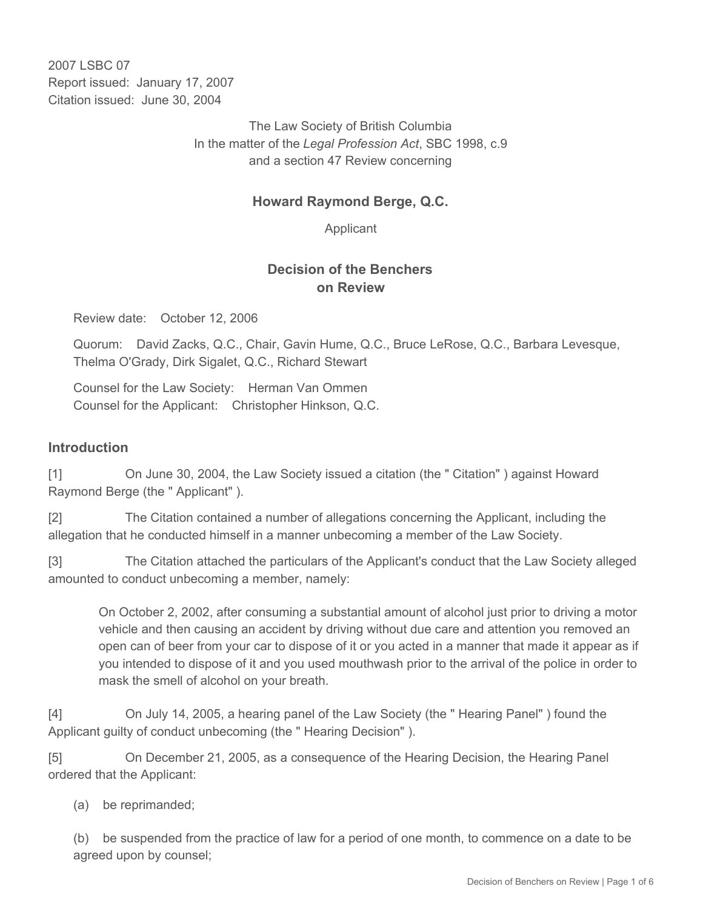2007 LSBC 07
Report issued: January 17, 2007
Citation issued: June 30, 2004

The Law Society of British Columbia
In the matter of the *Legal Profession Act*, SBC 1998, c.9
and a section 47 Review concerning

**Howard Raymond Berge, Q.C.**

Applicant

## Decision of the Benchers on Review

Review date: October 12, 2006

Quorum: David Zacks, Q.C., Chair, Gavin Hume, Q.C., Bruce LeRose, Q.C., Barbara Levesque, Thelma O'Grady, Dirk Sigalet, Q.C., Richard Stewart

Counsel for the Law Society: Herman Van Ommen
Counsel for the Applicant: Christopher Hinkson, Q.C.

### Introduction

[1] On June 30, 2004, the Law Society issued a citation (the " Citation" ) against Howard Raymond Berge (the " Applicant" ).

[2] The Citation contained a number of allegations concerning the Applicant, including the allegation that he conducted himself in a manner unbecoming a member of the Law Society.

[3] The Citation attached the particulars of the Applicant's conduct that the Law Society alleged amounted to conduct unbecoming a member, namely:

> On October 2, 2002, after consuming a substantial amount of alcohol just prior to driving a motor vehicle and then causing an accident by driving without due care and attention you removed an open can of beer from your car to dispose of it or you acted in a manner that made it appear as if you intended to dispose of it and you used mouthwash prior to the arrival of the police in order to mask the smell of alcohol on your breath.

[4] On July 14, 2005, a hearing panel of the Law Society (the " Hearing Panel" ) found the Applicant guilty of conduct unbecoming (the " Hearing Decision" ).

[5] On December 21, 2005, as a consequence of the Hearing Decision, the Hearing Panel ordered that the Applicant:

(a) be reprimanded;

(b) be suspended from the practice of law for a period of one month, to commence on a date to be agreed upon by counsel;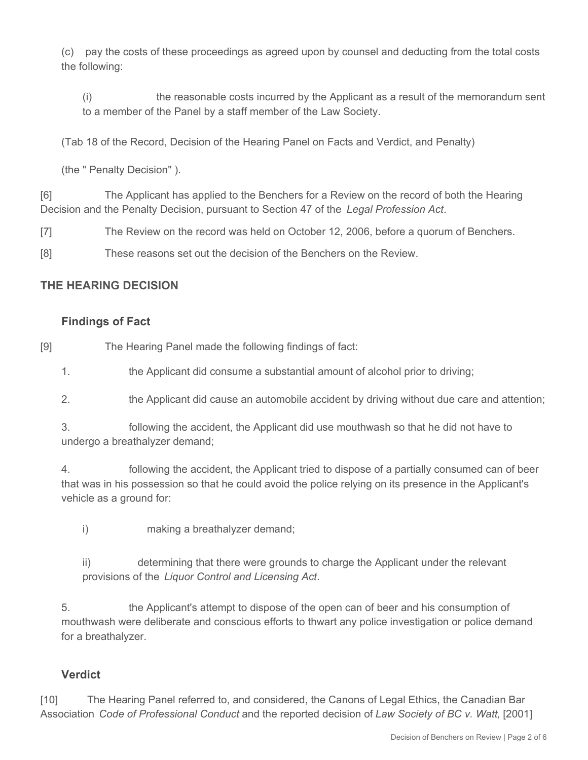(c) pay the costs of these proceedings as agreed upon by counsel and deducting from the total costs the following:

(i) the reasonable costs incurred by the Applicant as a result of the memorandum sent to a member of the Panel by a staff member of the Law Society.

(Tab 18 of the Record, Decision of the Hearing Panel on Facts and Verdict, and Penalty)

(the " Penalty Decision" ).

[6] The Applicant has applied to the Benchers for a Review on the record of both the Hearing Decision and the Penalty Decision, pursuant to Section 47 of the *Legal Profession Act*.

[7] The Review on the record was held on October 12, 2006, before a quorum of Benchers.

[8] These reasons set out the decision of the Benchers on the Review.

## THE HEARING DECISION

### Findings of Fact

[9] The Hearing Panel made the following findings of fact:

1. the Applicant did consume a substantial amount of alcohol prior to driving;

2. the Applicant did cause an automobile accident by driving without due care and attention;

3. following the accident, the Applicant did use mouthwash so that he did not have to undergo a breathalyzer demand;

4. following the accident, the Applicant tried to dispose of a partially consumed can of beer that was in his possession so that he could avoid the police relying on its presence in the Applicant's vehicle as a ground for:

   i) making a breathalyzer demand;

   ii) determining that there were grounds to charge the Applicant under the relevant provisions of the *Liquor Control and Licensing Act*.

5. the Applicant's attempt to dispose of the open can of beer and his consumption of mouthwash were deliberate and conscious efforts to thwart any police investigation or police demand for a breathalyzer.

### Verdict

[10] The Hearing Panel referred to, and considered, the Canons of Legal Ethics, the Canadian Bar Association *Code of Professional Conduct* and the reported decision of *Law Society of BC v. Watt,* [2001]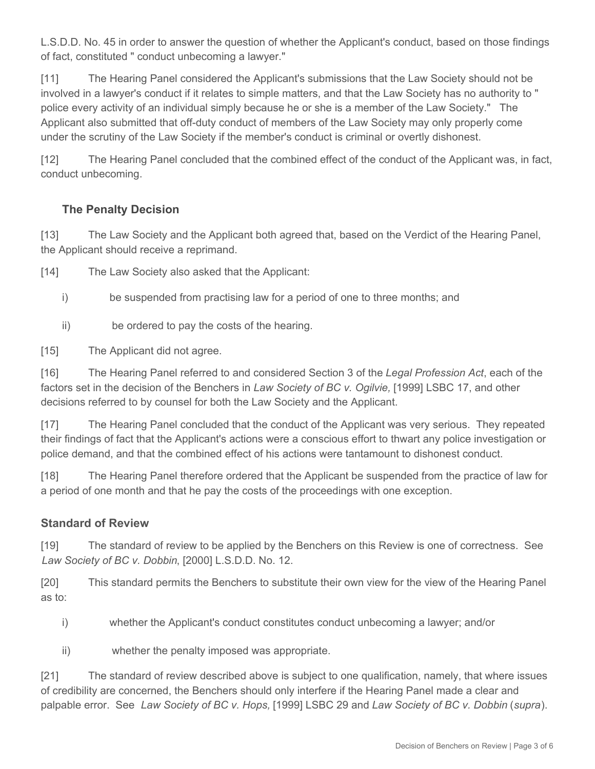L.S.D.D. No. 45 in order to answer the question of whether the Applicant's conduct, based on those findings of fact, constituted " conduct unbecoming a lawyer."

[11] The Hearing Panel considered the Applicant's submissions that the Law Society should not be involved in a lawyer's conduct if it relates to simple matters, and that the Law Society has no authority to " police every activity of an individual simply because he or she is a member of the Law Society." The Applicant also submitted that off-duty conduct of members of the Law Society may only properly come under the scrutiny of the Law Society if the member's conduct is criminal or overtly dishonest.

[12] The Hearing Panel concluded that the combined effect of the conduct of the Applicant was, in fact, conduct unbecoming.

### The Penalty Decision

[13] The Law Society and the Applicant both agreed that, based on the Verdict of the Hearing Panel, the Applicant should receive a reprimand.

[14] The Law Society also asked that the Applicant:

i) be suspended from practising law for a period of one to three months; and

ii) be ordered to pay the costs of the hearing.

[15] The Applicant did not agree.

[16] The Hearing Panel referred to and considered Section 3 of the *Legal Profession Act*, each of the factors set in the decision of the Benchers in *Law Society of BC v. Ogilvie,* [1999] LSBC 17, and other decisions referred to by counsel for both the Law Society and the Applicant.

[17] The Hearing Panel concluded that the conduct of the Applicant was very serious. They repeated their findings of fact that the Applicant's actions were a conscious effort to thwart any police investigation or police demand, and that the combined effect of his actions were tantamount to dishonest conduct.

[18] The Hearing Panel therefore ordered that the Applicant be suspended from the practice of law for a period of one month and that he pay the costs of the proceedings with one exception.

## Standard of Review

[19] The standard of review to be applied by the Benchers on this Review is one of correctness. See *Law Society of BC v. Dobbin*, [2000] L.S.D.D. No. 12.

[20] This standard permits the Benchers to substitute their own view for the view of the Hearing Panel as to:

i) whether the Applicant's conduct constitutes conduct unbecoming a lawyer; and/or

ii) whether the penalty imposed was appropriate.

[21] The standard of review described above is subject to one qualification, namely, that where issues of credibility are concerned, the Benchers should only interfere if the Hearing Panel made a clear and palpable error. See *Law Society of BC v. Hops,* [1999] LSBC 29 and *Law Society of BC v. Dobbin* (*supra*).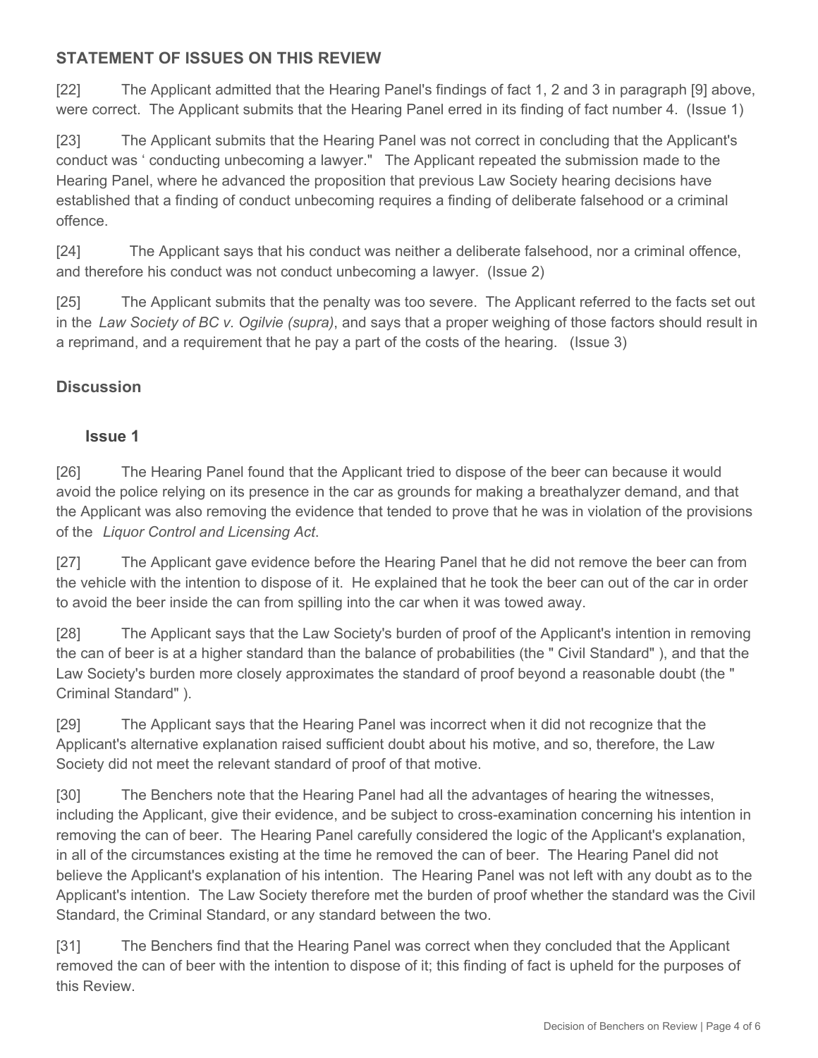## STATEMENT OF ISSUES ON THIS REVIEW

[22] The Applicant admitted that the Hearing Panel's findings of fact 1, 2 and 3 in paragraph [9] above, were correct. The Applicant submits that the Hearing Panel erred in its finding of fact number 4. (Issue 1)

[23] The Applicant submits that the Hearing Panel was not correct in concluding that the Applicant's conduct was ' conducting unbecoming a lawyer." The Applicant repeated the submission made to the Hearing Panel, where he advanced the proposition that previous Law Society hearing decisions have established that a finding of conduct unbecoming requires a finding of deliberate falsehood or a criminal offence.

[24] The Applicant says that his conduct was neither a deliberate falsehood, nor a criminal offence, and therefore his conduct was not conduct unbecoming a lawyer. (Issue 2)

[25] The Applicant submits that the penalty was too severe. The Applicant referred to the facts set out in the *Law Society of BC v. Ogilvie (supra)*, and says that a proper weighing of those factors should result in a reprimand, and a requirement that he pay a part of the costs of the hearing. (Issue 3)

## Discussion

### Issue 1

[26] The Hearing Panel found that the Applicant tried to dispose of the beer can because it would avoid the police relying on its presence in the car as grounds for making a breathalyzer demand, and that the Applicant was also removing the evidence that tended to prove that he was in violation of the provisions of the *Liquor Control and Licensing Act*.

[27] The Applicant gave evidence before the Hearing Panel that he did not remove the beer can from the vehicle with the intention to dispose of it. He explained that he took the beer can out of the car in order to avoid the beer inside the can from spilling into the car when it was towed away.

[28] The Applicant says that the Law Society's burden of proof of the Applicant's intention in removing the can of beer is at a higher standard than the balance of probabilities (the " Civil Standard" ), and that the Law Society's burden more closely approximates the standard of proof beyond a reasonable doubt (the " Criminal Standard" ).

[29] The Applicant says that the Hearing Panel was incorrect when it did not recognize that the Applicant's alternative explanation raised sufficient doubt about his motive, and so, therefore, the Law Society did not meet the relevant standard of proof of that motive.

[30] The Benchers note that the Hearing Panel had all the advantages of hearing the witnesses, including the Applicant, give their evidence, and be subject to cross-examination concerning his intention in removing the can of beer. The Hearing Panel carefully considered the logic of the Applicant's explanation, in all of the circumstances existing at the time he removed the can of beer. The Hearing Panel did not believe the Applicant's explanation of his intention. The Hearing Panel was not left with any doubt as to the Applicant's intention. The Law Society therefore met the burden of proof whether the standard was the Civil Standard, the Criminal Standard, or any standard between the two.

[31] The Benchers find that the Hearing Panel was correct when they concluded that the Applicant removed the can of beer with the intention to dispose of it; this finding of fact is upheld for the purposes of this Review.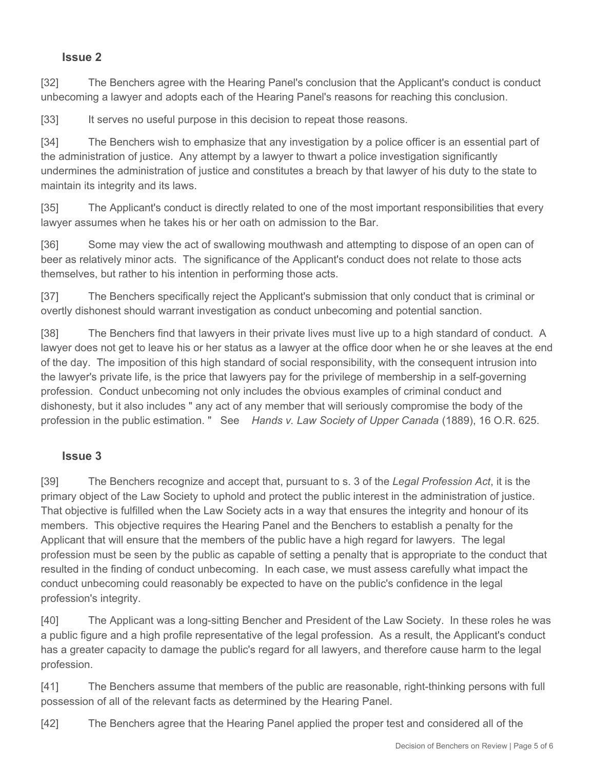### Issue 2

[32] The Benchers agree with the Hearing Panel's conclusion that the Applicant's conduct is conduct unbecoming a lawyer and adopts each of the Hearing Panel's reasons for reaching this conclusion.

[33] It serves no useful purpose in this decision to repeat those reasons.

[34] The Benchers wish to emphasize that any investigation by a police officer is an essential part of the administration of justice. Any attempt by a lawyer to thwart a police investigation significantly undermines the administration of justice and constitutes a breach by that lawyer of his duty to the state to maintain its integrity and its laws.

[35] The Applicant's conduct is directly related to one of the most important responsibilities that every lawyer assumes when he takes his or her oath on admission to the Bar.

[36] Some may view the act of swallowing mouthwash and attempting to dispose of an open can of beer as relatively minor acts. The significance of the Applicant's conduct does not relate to those acts themselves, but rather to his intention in performing those acts.

[37] The Benchers specifically reject the Applicant's submission that only conduct that is criminal or overtly dishonest should warrant investigation as conduct unbecoming and potential sanction.

[38] The Benchers find that lawyers in their private lives must live up to a high standard of conduct. A lawyer does not get to leave his or her status as a lawyer at the office door when he or she leaves at the end of the day. The imposition of this high standard of social responsibility, with the consequent intrusion into the lawyer's private life, is the price that lawyers pay for the privilege of membership in a self-governing profession. Conduct unbecoming not only includes the obvious examples of criminal conduct and dishonesty, but it also includes " any act of any member that will seriously compromise the body of the profession in the public estimation. " See *Hands v. Law Society of Upper Canada* (1889), 16 O.R. 625.

### Issue 3

[39] The Benchers recognize and accept that, pursuant to s. 3 of the *Legal Profession Act*, it is the primary object of the Law Society to uphold and protect the public interest in the administration of justice. That objective is fulfilled when the Law Society acts in a way that ensures the integrity and honour of its members. This objective requires the Hearing Panel and the Benchers to establish a penalty for the Applicant that will ensure that the members of the public have a high regard for lawyers. The legal profession must be seen by the public as capable of setting a penalty that is appropriate to the conduct that resulted in the finding of conduct unbecoming. In each case, we must assess carefully what impact the conduct unbecoming could reasonably be expected to have on the public's confidence in the legal profession's integrity.

[40] The Applicant was a long-sitting Bencher and President of the Law Society. In these roles he was a public figure and a high profile representative of the legal profession. As a result, the Applicant's conduct has a greater capacity to damage the public's regard for all lawyers, and therefore cause harm to the legal profession.

[41] The Benchers assume that members of the public are reasonable, right-thinking persons with full possession of all of the relevant facts as determined by the Hearing Panel.

[42] The Benchers agree that the Hearing Panel applied the proper test and considered all of the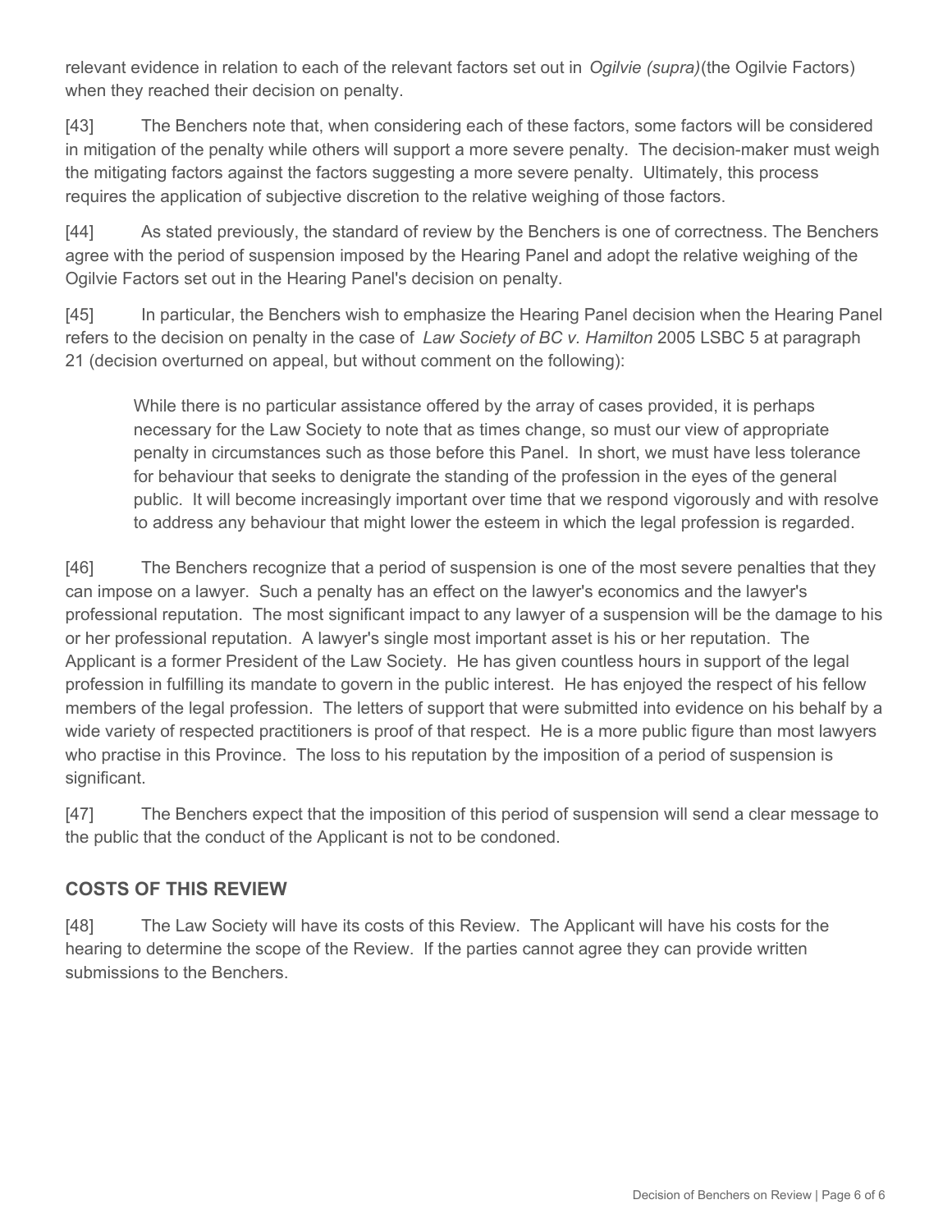relevant evidence in relation to each of the relevant factors set out in *Ogilvie (supra)*(the Ogilvie Factors) when they reached their decision on penalty.

[43] The Benchers note that, when considering each of these factors, some factors will be considered in mitigation of the penalty while others will support a more severe penalty. The decision-maker must weigh the mitigating factors against the factors suggesting a more severe penalty. Ultimately, this process requires the application of subjective discretion to the relative weighing of those factors.

[44] As stated previously, the standard of review by the Benchers is one of correctness. The Benchers agree with the period of suspension imposed by the Hearing Panel and adopt the relative weighing of the Ogilvie Factors set out in the Hearing Panel's decision on penalty.

[45] In particular, the Benchers wish to emphasize the Hearing Panel decision when the Hearing Panel refers to the decision on penalty in the case of *Law Society of BC v. Hamilton* 2005 LSBC 5 at paragraph 21 (decision overturned on appeal, but without comment on the following):

> While there is no particular assistance offered by the array of cases provided, it is perhaps necessary for the Law Society to note that as times change, so must our view of appropriate penalty in circumstances such as those before this Panel. In short, we must have less tolerance for behaviour that seeks to denigrate the standing of the profession in the eyes of the general public. It will become increasingly important over time that we respond vigorously and with resolve to address any behaviour that might lower the esteem in which the legal profession is regarded.

[46] The Benchers recognize that a period of suspension is one of the most severe penalties that they can impose on a lawyer. Such a penalty has an effect on the lawyer's economics and the lawyer's professional reputation. The most significant impact to any lawyer of a suspension will be the damage to his or her professional reputation. A lawyer's single most important asset is his or her reputation. The Applicant is a former President of the Law Society. He has given countless hours in support of the legal profession in fulfilling its mandate to govern in the public interest. He has enjoyed the respect of his fellow members of the legal profession. The letters of support that were submitted into evidence on his behalf by a wide variety of respected practitioners is proof of that respect. He is a more public figure than most lawyers who practise in this Province. The loss to his reputation by the imposition of a period of suspension is significant.

[47] The Benchers expect that the imposition of this period of suspension will send a clear message to the public that the conduct of the Applicant is not to be condoned.

## COSTS OF THIS REVIEW

[48] The Law Society will have its costs of this Review. The Applicant will have his costs for the hearing to determine the scope of the Review. If the parties cannot agree they can provide written submissions to the Benchers.